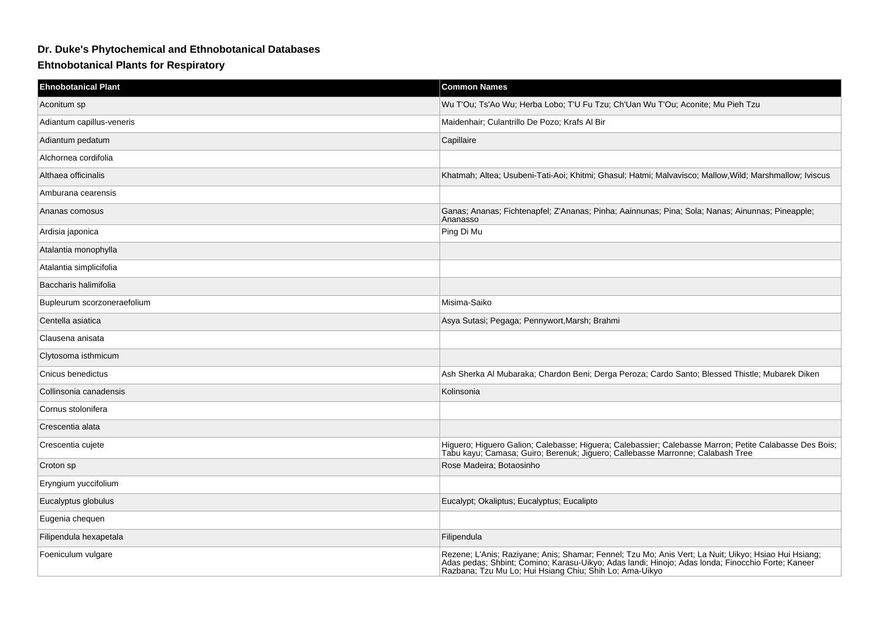## Dr. Duke's Phytochemical and Ethnobotanical Databases

### Ehtnobotanical Plants for Respiratory

| Ehnobotanical Plant | Common Names |
| --- | --- |
| Aconitum sp | Wu T'Ou; Ts'Ao Wu; Herba Lobo; T'U Fu Tzu; Ch'Uan Wu T'Ou; Aconite; Mu Pieh Tzu |
| Adiantum capillus-veneris | Maidenhair; Culantrillo De Pozo; Krafs Al Bir |
| Adiantum pedatum | Capillaire |
| Alchornea cordifolia | |
| Althaea officinalis | Khatmah; Altea; Usubeni-Tati-Aoi; Khitmi; Ghasul; Hatmi; Malvavisco; Mallow,Wild; Marshmallow; Iviscus |
| Amburana cearensis | |
| Ananas comosus | Ganas; Ananas; Fichtenapfel; Z'Ananas; Pinha; Aainnunas; Pina; Sola; Nanas; Ainunnas; Pineapple; Ananasso |
| Ardisia japonica | Ping Di Mu |
| Atalantia monophylla | |
| Atalantia simplicifolia | |
| Baccharis halimifolia | |
| Bupleurum scorzoneraefolium | Misima-Saiko |
| Centella asiatica | Asya Sutasi; Pegaga; Pennywort,Marsh; Brahmi |
| Clausena anisata | |
| Clytosoma isthmicum | |
| Cnicus benedictus | Ash Sherka Al Mubaraka; Chardon Beni; Derga Peroza; Cardo Santo; Blessed Thistle; Mubarek Diken |
| Collinsonia canadensis | Kolinsonia |
| Cornus stolonifera | |
| Crescentia alata | |
| Crescentia cujete | Higuero; Higuero Galion; Calebasse; Higuera; Calebassier; Calebasse Marron; Petite Calabasse Des Bois; Tabu kayu; Camasa; Guiro; Berenuk; Jiguero; Callebasse Marronne; Calabash Tree |
| Croton sp | Rose Madeira; Botaosinho |
| Eryngium yuccifolium | |
| Eucalyptus globulus | Eucalypt; Okaliptus; Eucalyptus; Eucalipto |
| Eugenia chequen | |
| Filipendula hexapetala | Filipendula |
| Foeniculum vulgare | Rezene; L'Anis; Raziyane; Anis; Shamar; Fennel; Tzu Mo; Anis Vert; La Nuit; Uikyo; Hsiao Hui Hsiang; Adas pedas; Shbint; Comino; Karasu-Uikyo; Adas landi; Hinojo; Adas londa; Finocchio Forte; Kaneer Razbana; Tzu Mu Lo; Hui Hsiang Chiu; Shih Lo; Ama-Uikyo |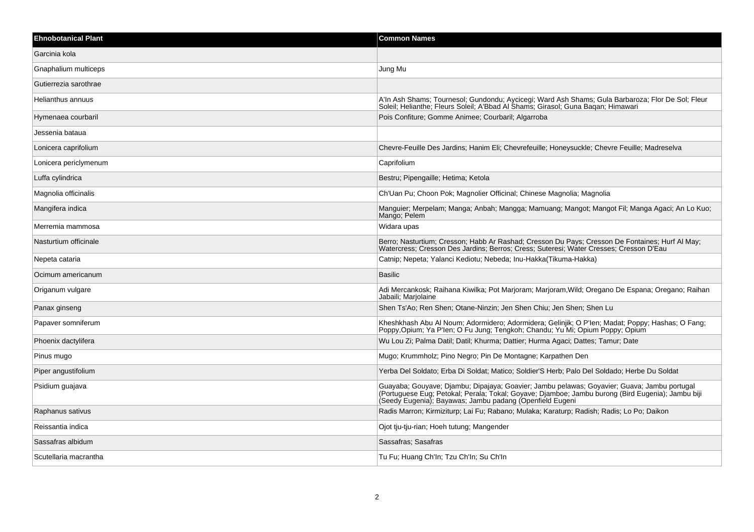| Ehnobotanical Plant | Common Names |
| --- | --- |
| Garcinia kola | |
| Gnaphalium multiceps | Jung Mu |
| Gutierrezia sarothrae | |
| Helianthus annuus | A'In Ash Shams; Tournesol; Gundondu; Aycicegi; Ward Ash Shams; Gula Barbaroza; Flor De Sol; Fleur Soleil; Helianthe; Fleurs Soleil; A'Bbad Al Shams; Girasol; Guna Baqan; Himawari |
| Hymenaea courbaril | Pois Confiture; Gomme Animee; Courbaril; Algarroba |
| Jessenia bataua | |
| Lonicera caprifolium | Chevre-Feuille Des Jardins; Hanim Eli; Chevrefeuille; Honeysuckle; Chevre Feuille; Madreselva |
| Lonicera periclymenum | Caprifolium |
| Luffa cylindrica | Bestru; Pipengaille; Hetima; Ketola |
| Magnolia officinalis | Ch'Uan Pu; Choon Pok; Magnolier Officinal; Chinese Magnolia; Magnolia |
| Mangifera indica | Manguier; Merpelam; Manga; Anbah; Mangga; Mamuang; Mangot; Mangot Fil; Manga Agaci; An Lo Kuo; Mango; Pelem |
| Merremia mammosa | Widara upas |
| Nasturtium officinale | Berro; Nasturtium; Cresson; Habb Ar Rashad; Cresson Du Pays; Cresson De Fontaines; Hurf Al May; Watercress; Cresson Des Jardins; Berros; Cress; Suteresi; Water Cresses; Cresson D'Eau |
| Nepeta cataria | Catnip; Nepeta; Yalanci Kediotu; Nebeda; Inu-Hakka(Tikuma-Hakka) |
| Ocimum americanum | Basilic |
| Origanum vulgare | Adi Mercankosk; Raihana Kiwilka; Pot Marjoram; Marjoram,Wild; Oregano De Espana; Oregano; Raihan Jabaili; Marjolaine |
| Panax ginseng | Shen Ts'Ao; Ren Shen; Otane-Ninzin; Jen Shen Chiu; Jen Shen; Shen Lu |
| Papaver somniferum | Kheshkhash Abu Al Noum; Adormidero; Adormidera; Gelinjik; O P'Ien; Madat; Poppy; Hashas; O Fang; Poppy,Opium; Ya P'Ien; O Fu Jung; Tengkoh; Chandu; Yu Mi; Opium Poppy; Opium |
| Phoenix dactylifera | Wu Lou Zi; Palma Datil; Datil; Khurma; Dattier; Hurma Agaci; Dattes; Tamur; Date |
| Pinus mugo | Mugo; Krummholz; Pino Negro; Pin De Montagne; Karpathen Den |
| Piper angustifolium | Yerba Del Soldato; Erba Di Soldat; Matico; Soldier'S Herb; Palo Del Soldado; Herbe Du Soldat |
| Psidium guajava | Guayaba; Gouyave; Djambu; Dipajaya; Goavier; Jambu pelawas; Goyavier; Guava; Jambu portugal (Portuguese Eug; Petokal; Perala; Tokal; Goyave; Djamboe; Jambu burong (Bird Eugenia); Jambu biji (Seedy Eugenia); Bayawas; Jambu padang (Openfield Eugeni |
| Raphanus sativus | Radis Marron; Kirmiziturp; Lai Fu; Rabano; Mulaka; Karaturp; Radish; Radis; Lo Po; Daikon |
| Reissantia indica | Ojot tju-tju-rian; Hoeh tutung; Mangender |
| Sassafras albidum | Sassafras; Sasafras |
| Scutellaria macrantha | Tu Fu; Huang Ch'In; Tzu Ch'In; Su Ch'In |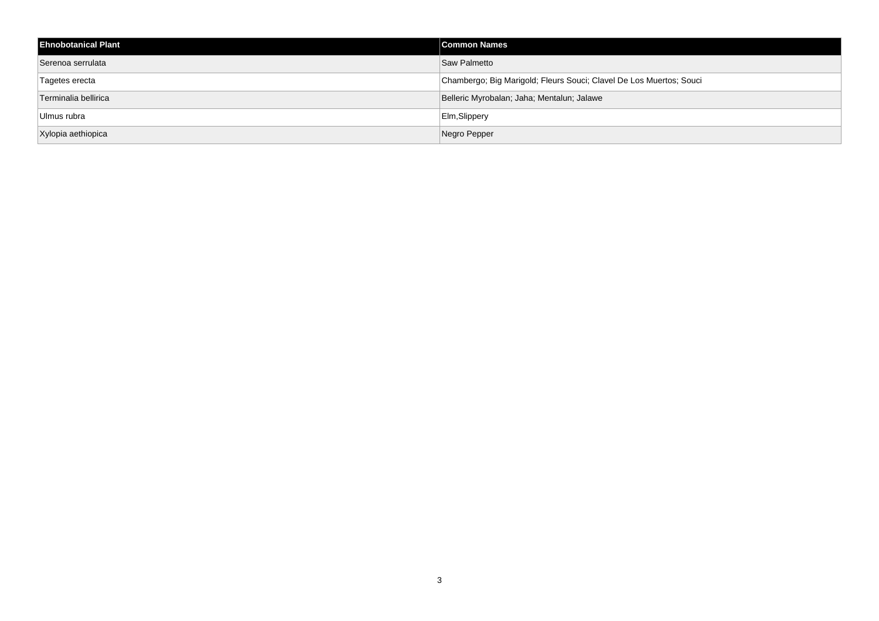| Ehnobotanical Plant | Common Names |
| --- | --- |
| Serenoa serrulata | Saw Palmetto |
| Tagetes erecta | Chambergo; Big Marigold; Fleurs Souci; Clavel De Los Muertos; Souci |
| Terminalia bellirica | Belleric Myrobalan; Jaha; Mentalun; Jalawe |
| Ulmus rubra | Elm,Slippery |
| Xylopia aethiopica | Negro Pepper |